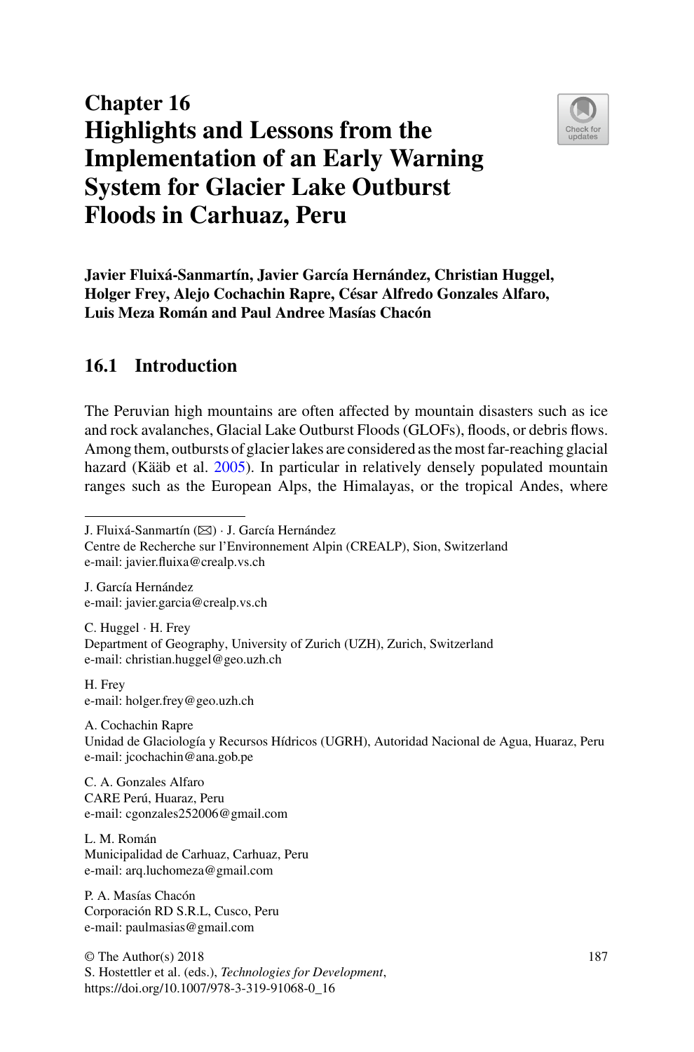# Chapter 16
# Highlights and Lessons from the Implementation of an Early Warning System for Glacier Lake Outburst Floods in Carhuaz, Peru

**Javier Fluixá-Sanmartín, Javier García Hernández, Christian Huggel, Holger Frey, Alejo Cochachin Rapre, César Alfredo Gonzales Alfaro, Luis Meza Román and Paul Andree Masías Chacón**

## 16.1 Introduction

The Peruvian high mountains are often affected by mountain disasters such as ice and rock avalanches, Glacial Lake Outburst Floods (GLOFs), floods, or debris flows. Among them, outbursts of glacier lakes are considered as the most far-reaching glacial hazard (Kääb et al. 2005). In particular in relatively densely populated mountain ranges such as the European Alps, the Himalayas, or the tropical Andes, where

---

J. Fluixá-Sanmartín (✉) · J. García Hernández
Centre de Recherche sur l'Environnement Alpin (CREALP), Sion, Switzerland
e-mail: javier.fluixa@crealp.vs.ch

J. García Hernández
e-mail: javier.garcia@crealp.vs.ch

C. Huggel · H. Frey
Department of Geography, University of Zurich (UZH), Zurich, Switzerland
e-mail: christian.huggel@geo.uzh.ch

H. Frey
e-mail: holger.frey@geo.uzh.ch

A. Cochachin Rapre
Unidad de Glaciología y Recursos Hídricos (UGRH), Autoridad Nacional de Agua, Huaraz, Peru
e-mail: jcochachin@ana.gob.pe

C. A. Gonzales Alfaro
CARE Perú, Huaraz, Peru
e-mail: cgonzales252006@gmail.com

L. M. Román
Municipalidad de Carhuaz, Carhuaz, Peru
e-mail: arq.luchomeza@gmail.com

P. A. Masías Chacón
Corporación RD S.R.L, Cusco, Peru
e-mail: paulmasias@gmail.com

© The Author(s) 2018
S. Hostettler et al. (eds.), *Technologies for Development*,
https://doi.org/10.1007/978-3-319-91068-0_16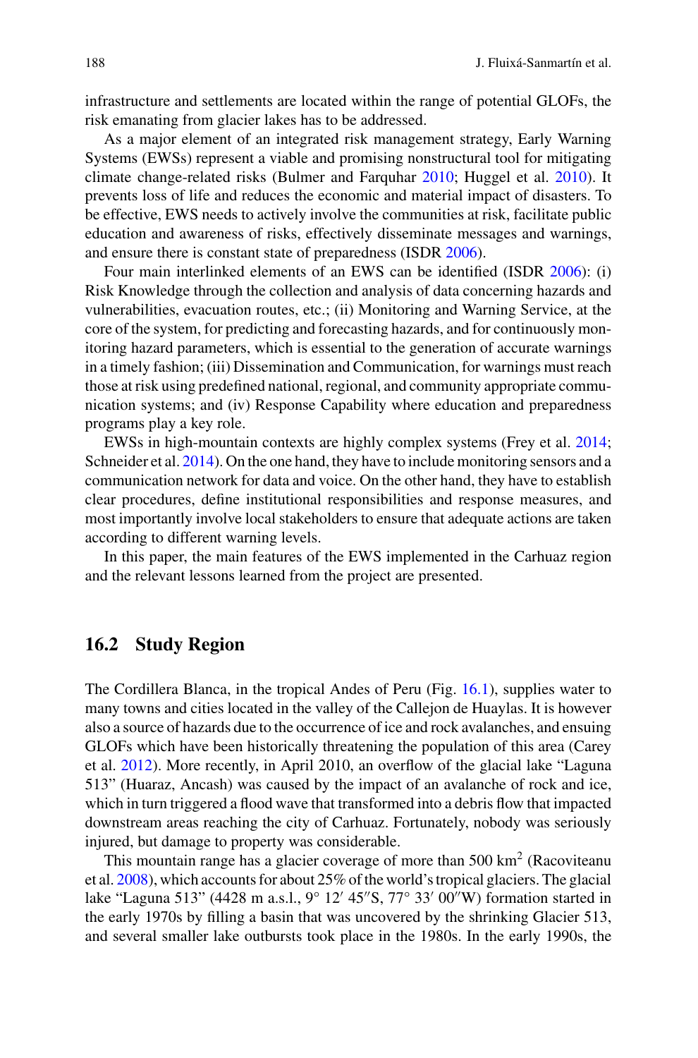infrastructure and settlements are located within the range of potential GLOFs, the risk emanating from glacier lakes has to be addressed.

As a major element of an integrated risk management strategy, Early Warning Systems (EWSs) represent a viable and promising nonstructural tool for mitigating climate change-related risks (Bulmer and Farquhar 2010; Huggel et al. 2010). It prevents loss of life and reduces the economic and material impact of disasters. To be effective, EWS needs to actively involve the communities at risk, facilitate public education and awareness of risks, effectively disseminate messages and warnings, and ensure there is constant state of preparedness (ISDR 2006).

Four main interlinked elements of an EWS can be identified (ISDR 2006): (i) Risk Knowledge through the collection and analysis of data concerning hazards and vulnerabilities, evacuation routes, etc.; (ii) Monitoring and Warning Service, at the core of the system, for predicting and forecasting hazards, and for continuously monitoring hazard parameters, which is essential to the generation of accurate warnings in a timely fashion; (iii) Dissemination and Communication, for warnings must reach those at risk using predefined national, regional, and community appropriate communication systems; and (iv) Response Capability where education and preparedness programs play a key role.

EWSs in high-mountain contexts are highly complex systems (Frey et al. 2014; Schneider et al. 2014). On the one hand, they have to include monitoring sensors and a communication network for data and voice. On the other hand, they have to establish clear procedures, define institutional responsibilities and response measures, and most importantly involve local stakeholders to ensure that adequate actions are taken according to different warning levels.

In this paper, the main features of the EWS implemented in the Carhuaz region and the relevant lessons learned from the project are presented.

## 16.2 Study Region

The Cordillera Blanca, in the tropical Andes of Peru (Fig. 16.1), supplies water to many towns and cities located in the valley of the Callejon de Huaylas. It is however also a source of hazards due to the occurrence of ice and rock avalanches, and ensuing GLOFs which have been historically threatening the population of this area (Carey et al. 2012). More recently, in April 2010, an overflow of the glacial lake "Laguna 513" (Huaraz, Ancash) was caused by the impact of an avalanche of rock and ice, which in turn triggered a flood wave that transformed into a debris flow that impacted downstream areas reaching the city of Carhuaz. Fortunately, nobody was seriously injured, but damage to property was considerable.

This mountain range has a glacier coverage of more than 500 km$^2$ (Racoviteanu et al. 2008), which accounts for about 25% of the world's tropical glaciers. The glacial lake "Laguna 513" (4428 m a.s.l., 9° 12′ 45″S, 77° 33′ 00″W) formation started in the early 1970s by filling a basin that was uncovered by the shrinking Glacier 513, and several smaller lake outbursts took place in the 1980s. In the early 1990s, the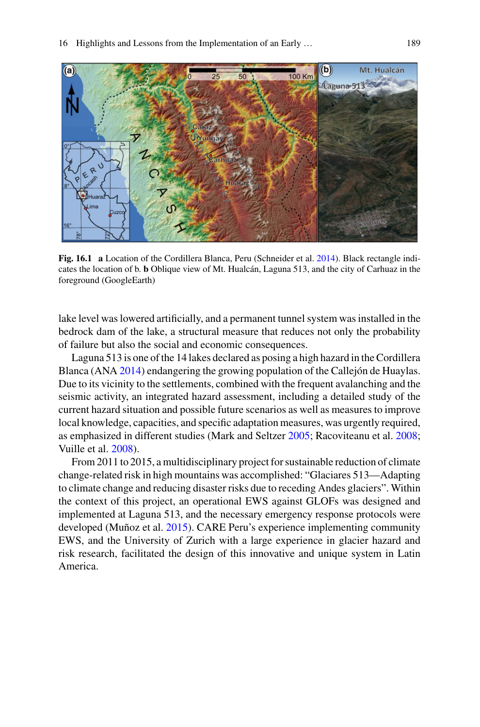**Fig. 16.1** **a** Location of the Cordillera Blanca, Peru (Schneider et al. 2014). Black rectangle indicates the location of b. **b** Oblique view of Mt. Hualcán, Laguna 513, and the city of Carhuaz in the foreground (GoogleEarth)

lake level was lowered artificially, and a permanent tunnel system was installed in the bedrock dam of the lake, a structural measure that reduces not only the probability of failure but also the social and economic consequences.

Laguna 513 is one of the 14 lakes declared as posing a high hazard in the Cordillera Blanca (ANA 2014) endangering the growing population of the Callejón de Huaylas. Due to its vicinity to the settlements, combined with the frequent avalanching and the seismic activity, an integrated hazard assessment, including a detailed study of the current hazard situation and possible future scenarios as well as measures to improve local knowledge, capacities, and specific adaptation measures, was urgently required, as emphasized in different studies (Mark and Seltzer 2005; Racoviteanu et al. 2008; Vuille et al. 2008).

From 2011 to 2015, a multidisciplinary project for sustainable reduction of climate change-related risk in high mountains was accomplished: "Glaciares 513—Adapting to climate change and reducing disaster risks due to receding Andes glaciers". Within the context of this project, an operational EWS against GLOFs was designed and implemented at Laguna 513, and the necessary emergency response protocols were developed (Muñoz et al. 2015). CARE Peru's experience implementing community EWS, and the University of Zurich with a large experience in glacier hazard and risk research, facilitated the design of this innovative and unique system in Latin America.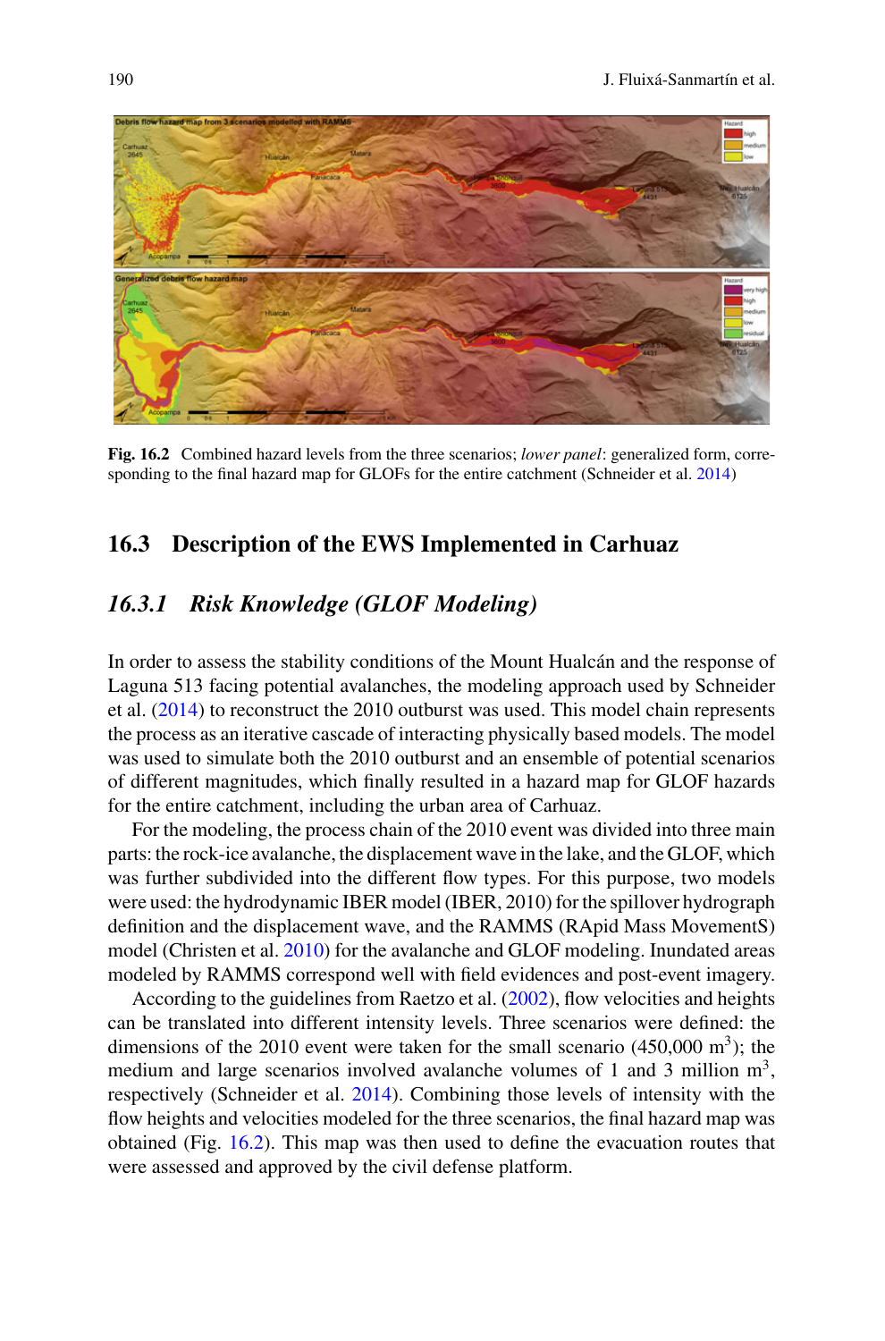Fig. 16.2 Combined hazard levels from the three scenarios; *lower panel*: generalized form, corresponding to the final hazard map for GLOFs for the entire catchment (Schneider et al. 2014)

## 16.3 Description of the EWS Implemented in Carhuaz

### *16.3.1 Risk Knowledge (GLOF Modeling)*

In order to assess the stability conditions of the Mount Hualcán and the response of Laguna 513 facing potential avalanches, the modeling approach used by Schneider et al. (2014) to reconstruct the 2010 outburst was used. This model chain represents the process as an iterative cascade of interacting physically based models. The model was used to simulate both the 2010 outburst and an ensemble of potential scenarios of different magnitudes, which finally resulted in a hazard map for GLOF hazards for the entire catchment, including the urban area of Carhuaz.

For the modeling, the process chain of the 2010 event was divided into three main parts: the rock-ice avalanche, the displacement wave in the lake, and the GLOF, which was further subdivided into the different flow types. For this purpose, two models were used: the hydrodynamic IBER model (IBER, 2010) for the spillover hydrograph definition and the displacement wave, and the RAMMS (RApid Mass MovementS) model (Christen et al. 2010) for the avalanche and GLOF modeling. Inundated areas modeled by RAMMS correspond well with field evidences and post-event imagery.

According to the guidelines from Raetzo et al. (2002), flow velocities and heights can be translated into different intensity levels. Three scenarios were defined: the dimensions of the 2010 event were taken for the small scenario (450,000 $m^3$); the medium and large scenarios involved avalanche volumes of 1 and 3 million $m^3$, respectively (Schneider et al. 2014). Combining those levels of intensity with the flow heights and velocities modeled for the three scenarios, the final hazard map was obtained (Fig. 16.2). This map was then used to define the evacuation routes that were assessed and approved by the civil defense platform.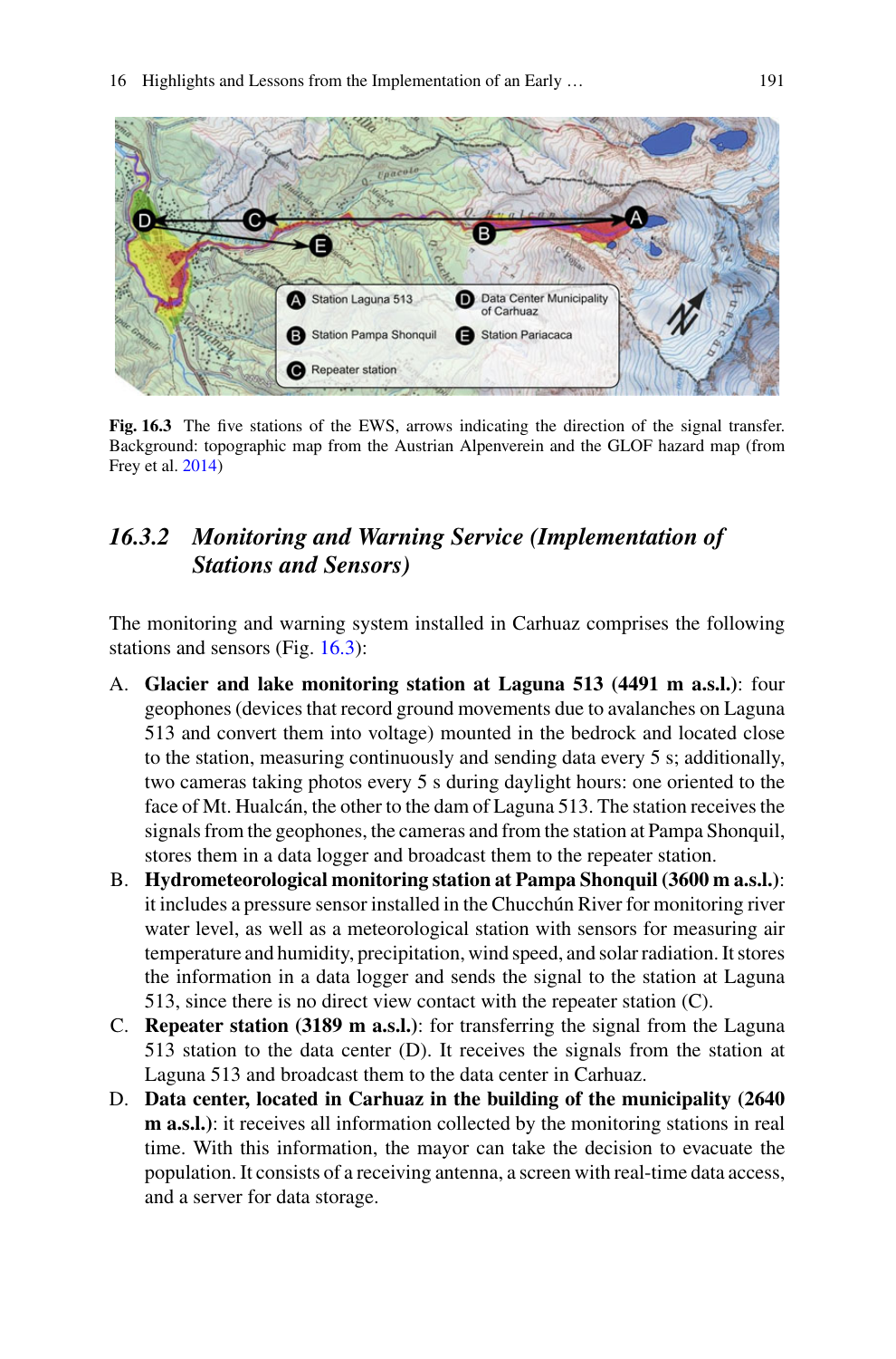**Fig. 16.3** The five stations of the EWS, arrows indicating the direction of the signal transfer. Background: topographic map from the Austrian Alpenverein and the GLOF hazard map (from Frey et al. 2014)

### 16.3.2 Monitoring and Warning Service (Implementation of Stations and Sensors)

The monitoring and warning system installed in Carhuaz comprises the following stations and sensors (Fig. 16.3):

A. **Glacier and lake monitoring station at Laguna 513 (4491 m a.s.l.)**: four geophones (devices that record ground movements due to avalanches on Laguna 513 and convert them into voltage) mounted in the bedrock and located close to the station, measuring continuously and sending data every 5 s; additionally, two cameras taking photos every 5 s during daylight hours: one oriented to the face of Mt. Hualcán, the other to the dam of Laguna 513. The station receives the signals from the geophones, the cameras and from the station at Pampa Shonquil, stores them in a data logger and broadcast them to the repeater station.
B. **Hydrometeorological monitoring station at Pampa Shonquil (3600 m a.s.l.)**: it includes a pressure sensor installed in the Chucchún River for monitoring river water level, as well as a meteorological station with sensors for measuring air temperature and humidity, precipitation, wind speed, and solar radiation. It stores the information in a data logger and sends the signal to the station at Laguna 513, since there is no direct view contact with the repeater station (C).
C. **Repeater station (3189 m a.s.l.)**: for transferring the signal from the Laguna 513 station to the data center (D). It receives the signals from the station at Laguna 513 and broadcast them to the data center in Carhuaz.
D. **Data center, located in Carhuaz in the building of the municipality (2640 m a.s.l.)**: it receives all information collected by the monitoring stations in real time. With this information, the mayor can take the decision to evacuate the population. It consists of a receiving antenna, a screen with real-time data access, and a server for data storage.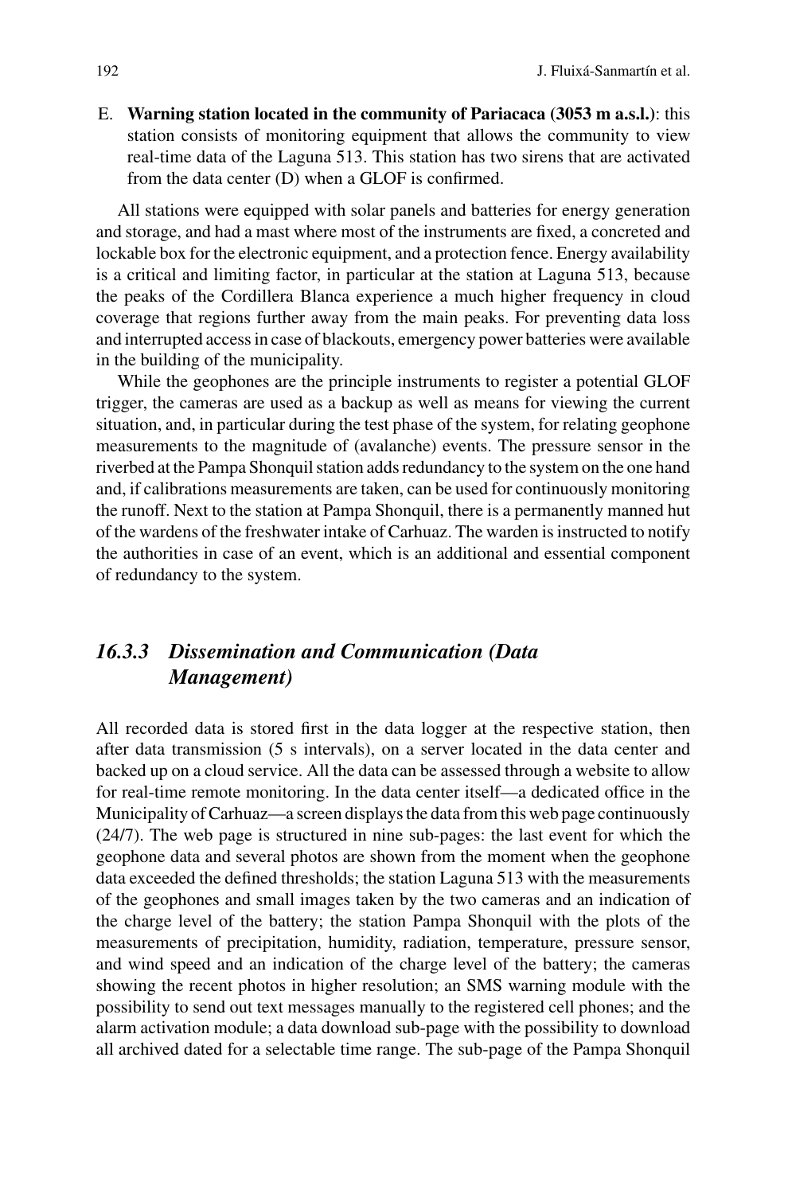E. **Warning station located in the community of Pariacaca (3053 m a.s.l.)**: this station consists of monitoring equipment that allows the community to view real-time data of the Laguna 513. This station has two sirens that are activated from the data center (D) when a GLOF is confirmed.

All stations were equipped with solar panels and batteries for energy generation and storage, and had a mast where most of the instruments are fixed, a concreted and lockable box for the electronic equipment, and a protection fence. Energy availability is a critical and limiting factor, in particular at the station at Laguna 513, because the peaks of the Cordillera Blanca experience a much higher frequency in cloud coverage that regions further away from the main peaks. For preventing data loss and interrupted access in case of blackouts, emergency power batteries were available in the building of the municipality.

While the geophones are the principle instruments to register a potential GLOF trigger, the cameras are used as a backup as well as means for viewing the current situation, and, in particular during the test phase of the system, for relating geophone measurements to the magnitude of (avalanche) events. The pressure sensor in the riverbed at the Pampa Shonquil station adds redundancy to the system on the one hand and, if calibrations measurements are taken, can be used for continuously monitoring the runoff. Next to the station at Pampa Shonquil, there is a permanently manned hut of the wardens of the freshwater intake of Carhuaz. The warden is instructed to notify the authorities in case of an event, which is an additional and essential component of redundancy to the system.

### *16.3.3 Dissemination and Communication (Data Management)*

All recorded data is stored first in the data logger at the respective station, then after data transmission (5 s intervals), on a server located in the data center and backed up on a cloud service. All the data can be assessed through a website to allow for real-time remote monitoring. In the data center itself—a dedicated office in the Municipality of Carhuaz—a screen displays the data from this web page continuously (24/7). The web page is structured in nine sub-pages: the last event for which the geophone data and several photos are shown from the moment when the geophone data exceeded the defined thresholds; the station Laguna 513 with the measurements of the geophones and small images taken by the two cameras and an indication of the charge level of the battery; the station Pampa Shonquil with the plots of the measurements of precipitation, humidity, radiation, temperature, pressure sensor, and wind speed and an indication of the charge level of the battery; the cameras showing the recent photos in higher resolution; an SMS warning module with the possibility to send out text messages manually to the registered cell phones; and the alarm activation module; a data download sub-page with the possibility to download all archived dated for a selectable time range. The sub-page of the Pampa Shonquil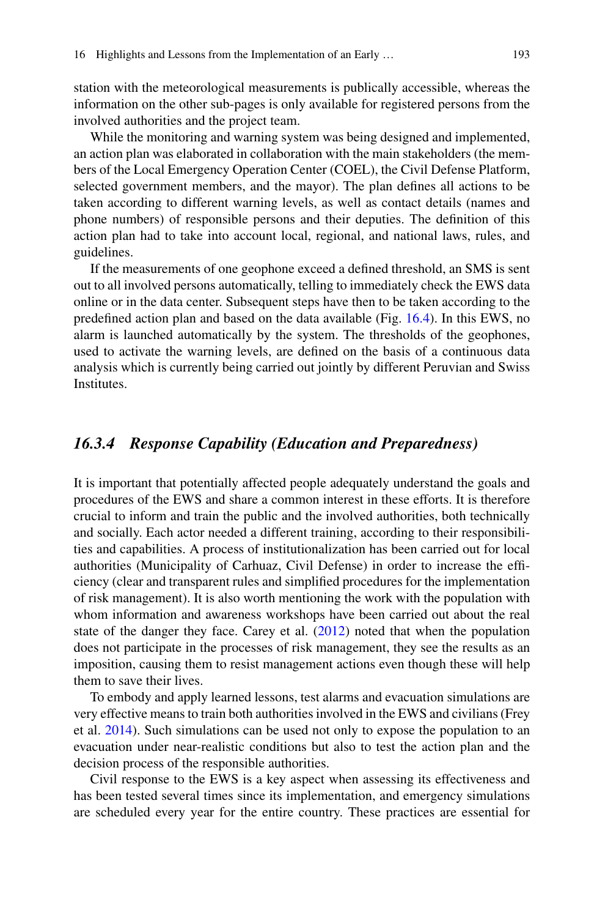station with the meteorological measurements is publically accessible, whereas the information on the other sub-pages is only available for registered persons from the involved authorities and the project team.

While the monitoring and warning system was being designed and implemented, an action plan was elaborated in collaboration with the main stakeholders (the members of the Local Emergency Operation Center (COEL), the Civil Defense Platform, selected government members, and the mayor). The plan defines all actions to be taken according to different warning levels, as well as contact details (names and phone numbers) of responsible persons and their deputies. The definition of this action plan had to take into account local, regional, and national laws, rules, and guidelines.

If the measurements of one geophone exceed a defined threshold, an SMS is sent out to all involved persons automatically, telling to immediately check the EWS data online or in the data center. Subsequent steps have then to be taken according to the predefined action plan and based on the data available (Fig. 16.4). In this EWS, no alarm is launched automatically by the system. The thresholds of the geophones, used to activate the warning levels, are defined on the basis of a continuous data analysis which is currently being carried out jointly by different Peruvian and Swiss Institutes.

### *16.3.4 Response Capability (Education and Preparedness)*

It is important that potentially affected people adequately understand the goals and procedures of the EWS and share a common interest in these efforts. It is therefore crucial to inform and train the public and the involved authorities, both technically and socially. Each actor needed a different training, according to their responsibilities and capabilities. A process of institutionalization has been carried out for local authorities (Municipality of Carhuaz, Civil Defense) in order to increase the efficiency (clear and transparent rules and simplified procedures for the implementation of risk management). It is also worth mentioning the work with the population with whom information and awareness workshops have been carried out about the real state of the danger they face. Carey et al. (2012) noted that when the population does not participate in the processes of risk management, they see the results as an imposition, causing them to resist management actions even though these will help them to save their lives.

To embody and apply learned lessons, test alarms and evacuation simulations are very effective means to train both authorities involved in the EWS and civilians (Frey et al. 2014). Such simulations can be used not only to expose the population to an evacuation under near-realistic conditions but also to test the action plan and the decision process of the responsible authorities.

Civil response to the EWS is a key aspect when assessing its effectiveness and has been tested several times since its implementation, and emergency simulations are scheduled every year for the entire country. These practices are essential for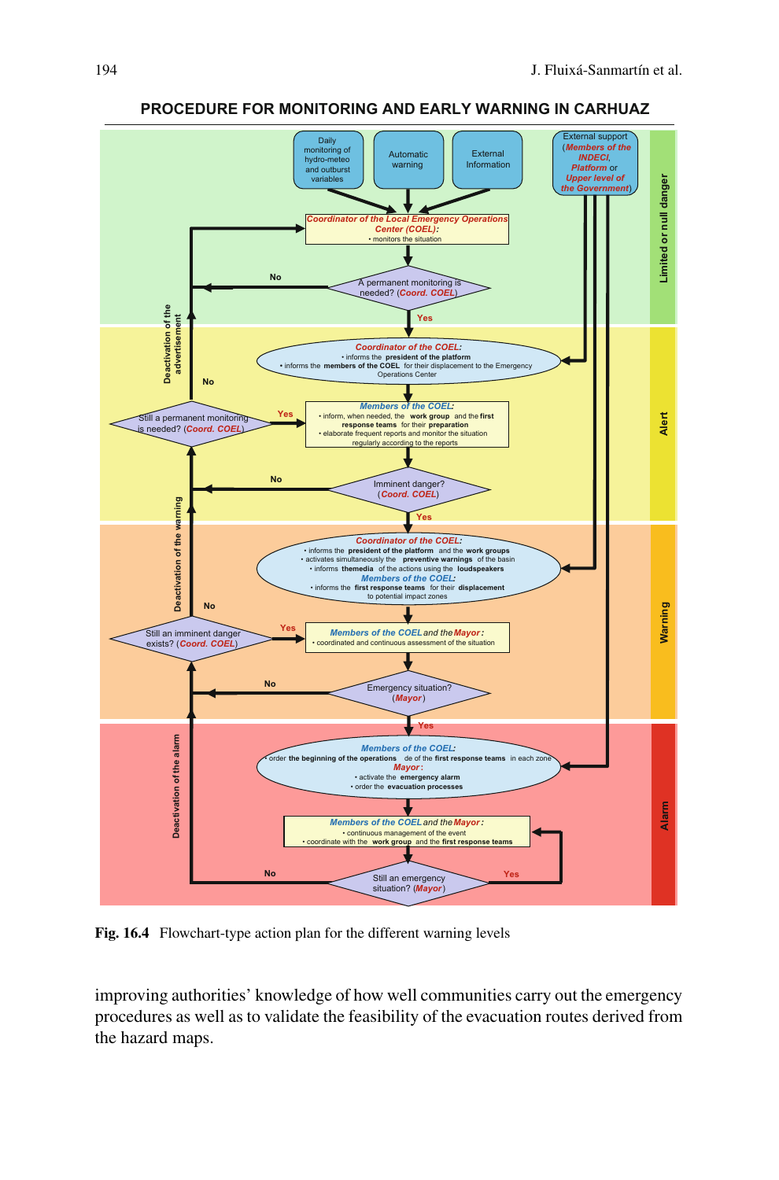**PROCEDURE FOR MONITORING AND EARLY WARNING IN CARHUAZ**

Limited or null danger

- Daily monitoring of hydro-meteo and outburst variables
- Automatic warning
- External Information
- External support (*Members of the INDECI, Platform* or *Upper level of the Government*)

*Coordinator of the Local Emergency Operations Center (COEL):*
• monitors the situation

A permanent monitoring is needed? (*Coord. COEL*) — No / Yes

Alert

*Coordinator of the COEL:*
• informs the **president of the platform**
• informs the **members of the COEL** for their displacement to the Emergency Operations Center

*Members of the COEL:*
• inform, when needed, the **work group** and the **first response teams** for their **preparation**
• elaborate frequent reports and monitor the situation regularly according to the reports

Still a permanent monitoring is needed? (*Coord. COEL*) — Yes / No

Deactivation of the advertisement

Imminent danger? (*Coord. COEL*) — No / Yes

Warning

*Coordinator of the COEL:*
• informs the **president of the platform** and the **work groups**
• activates simultaneously the **preventive warnings** of the basin
• informs **themedia** of the actions using the **loudspeakers**
*Members of the COEL:*
• informs the **first response teams** for their **displacement** to potential impact zones

*Members of the COEL* and the *Mayor:*
• coordinated and continuous assessment of the situation

Still an imminent danger exists? (*Coord. COEL*) — Yes / No

Deactivation of the warning

Emergency situation? (*Mayor*) — No / Yes

Alarm

*Members of the COEL:*
• order **the beginning of the operations** de of the **first response teams** in each zone
*Mayor:*
• activate the **emergency alarm**
• order the **evacuation processes**

*Members of the COEL* and the *Mayor:*
• continuous management of the event
• coordinate with the **work group** and the **first response teams**

Still an emergency situation? (*Mayor*) — Yes / No

Deactivation of the alarm

**Fig. 16.4** Flowchart-type action plan for the different warning levels

improving authorities' knowledge of how well communities carry out the emergency procedures as well as to validate the feasibility of the evacuation routes derived from the hazard maps.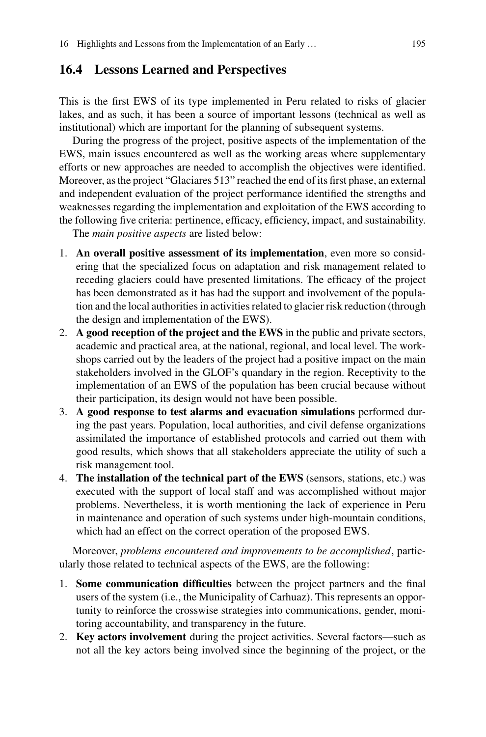## 16.4 Lessons Learned and Perspectives

This is the first EWS of its type implemented in Peru related to risks of glacier lakes, and as such, it has been a source of important lessons (technical as well as institutional) which are important for the planning of subsequent systems.

During the progress of the project, positive aspects of the implementation of the EWS, main issues encountered as well as the working areas where supplementary efforts or new approaches are needed to accomplish the objectives were identified. Moreover, as the project "Glaciares 513" reached the end of its first phase, an external and independent evaluation of the project performance identified the strengths and weaknesses regarding the implementation and exploitation of the EWS according to the following five criteria: pertinence, efficacy, efficiency, impact, and sustainability.

The *main positive aspects* are listed below:

1. **An overall positive assessment of its implementation**, even more so considering that the specialized focus on adaptation and risk management related to receding glaciers could have presented limitations. The efficacy of the project has been demonstrated as it has had the support and involvement of the population and the local authorities in activities related to glacier risk reduction (through the design and implementation of the EWS).
2. **A good reception of the project and the EWS** in the public and private sectors, academic and practical area, at the national, regional, and local level. The workshops carried out by the leaders of the project had a positive impact on the main stakeholders involved in the GLOF's quandary in the region. Receptivity to the implementation of an EWS of the population has been crucial because without their participation, its design would not have been possible.
3. **A good response to test alarms and evacuation simulations** performed during the past years. Population, local authorities, and civil defense organizations assimilated the importance of established protocols and carried out them with good results, which shows that all stakeholders appreciate the utility of such a risk management tool.
4. **The installation of the technical part of the EWS** (sensors, stations, etc.) was executed with the support of local staff and was accomplished without major problems. Nevertheless, it is worth mentioning the lack of experience in Peru in maintenance and operation of such systems under high-mountain conditions, which had an effect on the correct operation of the proposed EWS.

Moreover, *problems encountered and improvements to be accomplished*, particularly those related to technical aspects of the EWS, are the following:

1. **Some communication difficulties** between the project partners and the final users of the system (i.e., the Municipality of Carhuaz). This represents an opportunity to reinforce the crosswise strategies into communications, gender, monitoring accountability, and transparency in the future.
2. **Key actors involvement** during the project activities. Several factors—such as not all the key actors being involved since the beginning of the project, or the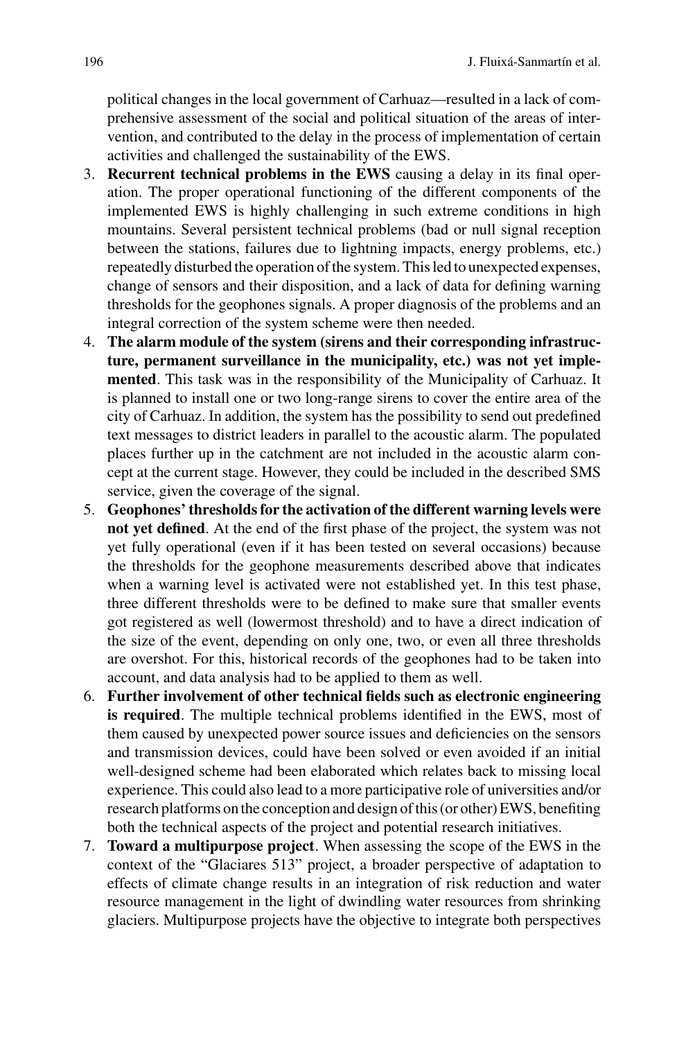political changes in the local government of Carhuaz—resulted in a lack of comprehensive assessment of the social and political situation of the areas of intervention, and contributed to the delay in the process of implementation of certain activities and challenged the sustainability of the EWS.

3. **Recurrent technical problems in the EWS** causing a delay in its final operation. The proper operational functioning of the different components of the implemented EWS is highly challenging in such extreme conditions in high mountains. Several persistent technical problems (bad or null signal reception between the stations, failures due to lightning impacts, energy problems, etc.) repeatedly disturbed the operation of the system. This led to unexpected expenses, change of sensors and their disposition, and a lack of data for defining warning thresholds for the geophones signals. A proper diagnosis of the problems and an integral correction of the system scheme were then needed.
4. **The alarm module of the system (sirens and their corresponding infrastructure, permanent surveillance in the municipality, etc.) was not yet implemented**. This task was in the responsibility of the Municipality of Carhuaz. It is planned to install one or two long-range sirens to cover the entire area of the city of Carhuaz. In addition, the system has the possibility to send out predefined text messages to district leaders in parallel to the acoustic alarm. The populated places further up in the catchment are not included in the acoustic alarm concept at the current stage. However, they could be included in the described SMS service, given the coverage of the signal.
5. **Geophones' thresholds for the activation of the different warning levels were not yet defined**. At the end of the first phase of the project, the system was not yet fully operational (even if it has been tested on several occasions) because the thresholds for the geophone measurements described above that indicates when a warning level is activated were not established yet. In this test phase, three different thresholds were to be defined to make sure that smaller events got registered as well (lowermost threshold) and to have a direct indication of the size of the event, depending on only one, two, or even all three thresholds are overshot. For this, historical records of the geophones had to be taken into account, and data analysis had to be applied to them as well.
6. **Further involvement of other technical fields such as electronic engineering is required**. The multiple technical problems identified in the EWS, most of them caused by unexpected power source issues and deficiencies on the sensors and transmission devices, could have been solved or even avoided if an initial well-designed scheme had been elaborated which relates back to missing local experience. This could also lead to a more participative role of universities and/or research platforms on the conception and design of this (or other) EWS, benefiting both the technical aspects of the project and potential research initiatives.
7. **Toward a multipurpose project**. When assessing the scope of the EWS in the context of the "Glaciares 513" project, a broader perspective of adaptation to effects of climate change results in an integration of risk reduction and water resource management in the light of dwindling water resources from shrinking glaciers. Multipurpose projects have the objective to integrate both perspectives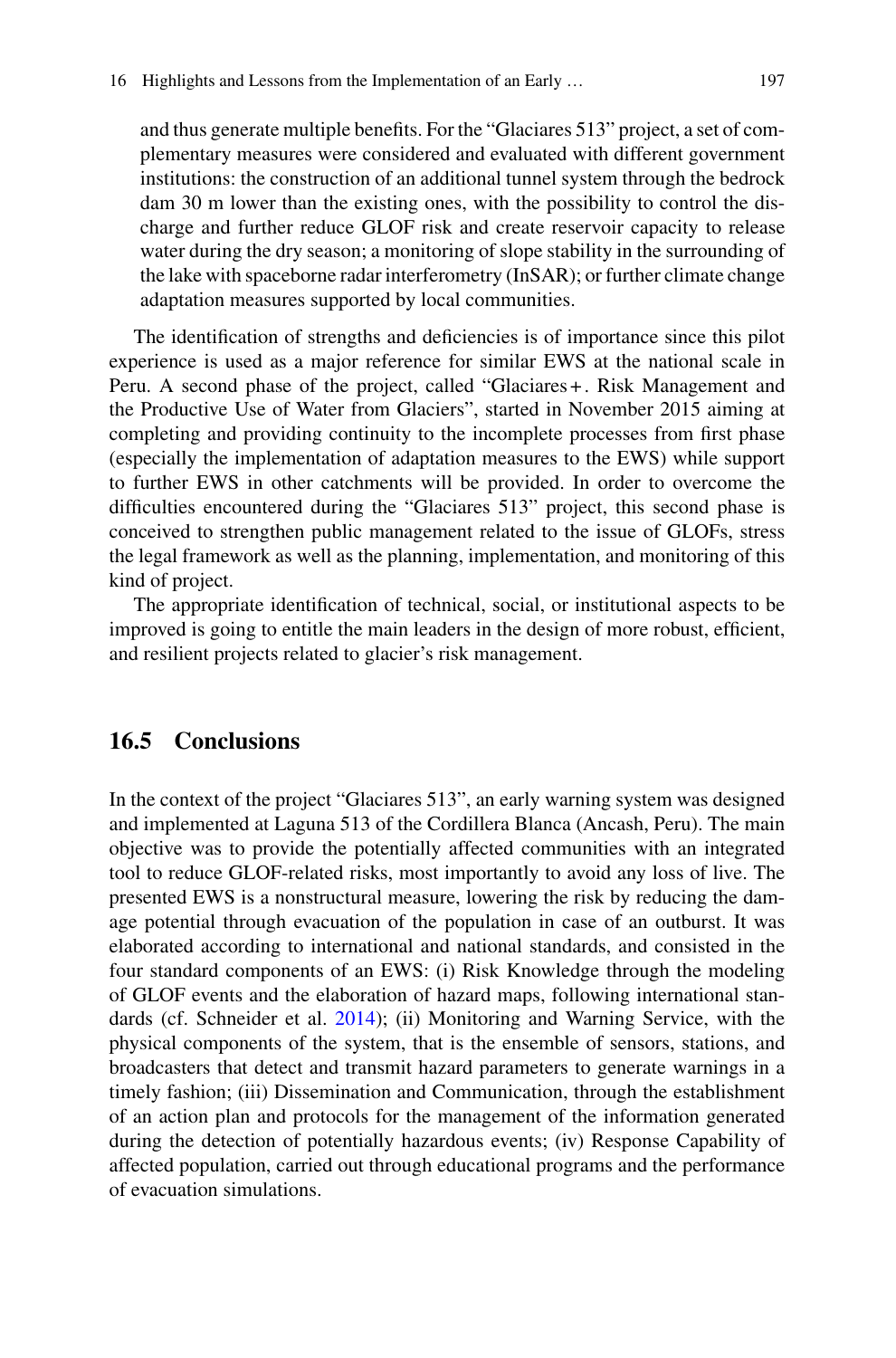and thus generate multiple benefits. For the "Glaciares 513" project, a set of complementary measures were considered and evaluated with different government institutions: the construction of an additional tunnel system through the bedrock dam 30 m lower than the existing ones, with the possibility to control the discharge and further reduce GLOF risk and create reservoir capacity to release water during the dry season; a monitoring of slope stability in the surrounding of the lake with spaceborne radar interferometry (InSAR); or further climate change adaptation measures supported by local communities.

The identification of strengths and deficiencies is of importance since this pilot experience is used as a major reference for similar EWS at the national scale in Peru. A second phase of the project, called "Glaciares+. Risk Management and the Productive Use of Water from Glaciers", started in November 2015 aiming at completing and providing continuity to the incomplete processes from first phase (especially the implementation of adaptation measures to the EWS) while support to further EWS in other catchments will be provided. In order to overcome the difficulties encountered during the "Glaciares 513" project, this second phase is conceived to strengthen public management related to the issue of GLOFs, stress the legal framework as well as the planning, implementation, and monitoring of this kind of project.

The appropriate identification of technical, social, or institutional aspects to be improved is going to entitle the main leaders in the design of more robust, efficient, and resilient projects related to glacier's risk management.

## 16.5 Conclusions

In the context of the project "Glaciares 513", an early warning system was designed and implemented at Laguna 513 of the Cordillera Blanca (Ancash, Peru). The main objective was to provide the potentially affected communities with an integrated tool to reduce GLOF-related risks, most importantly to avoid any loss of live. The presented EWS is a nonstructural measure, lowering the risk by reducing the damage potential through evacuation of the population in case of an outburst. It was elaborated according to international and national standards, and consisted in the four standard components of an EWS: (i) Risk Knowledge through the modeling of GLOF events and the elaboration of hazard maps, following international standards (cf. Schneider et al. 2014); (ii) Monitoring and Warning Service, with the physical components of the system, that is the ensemble of sensors, stations, and broadcasters that detect and transmit hazard parameters to generate warnings in a timely fashion; (iii) Dissemination and Communication, through the establishment of an action plan and protocols for the management of the information generated during the detection of potentially hazardous events; (iv) Response Capability of affected population, carried out through educational programs and the performance of evacuation simulations.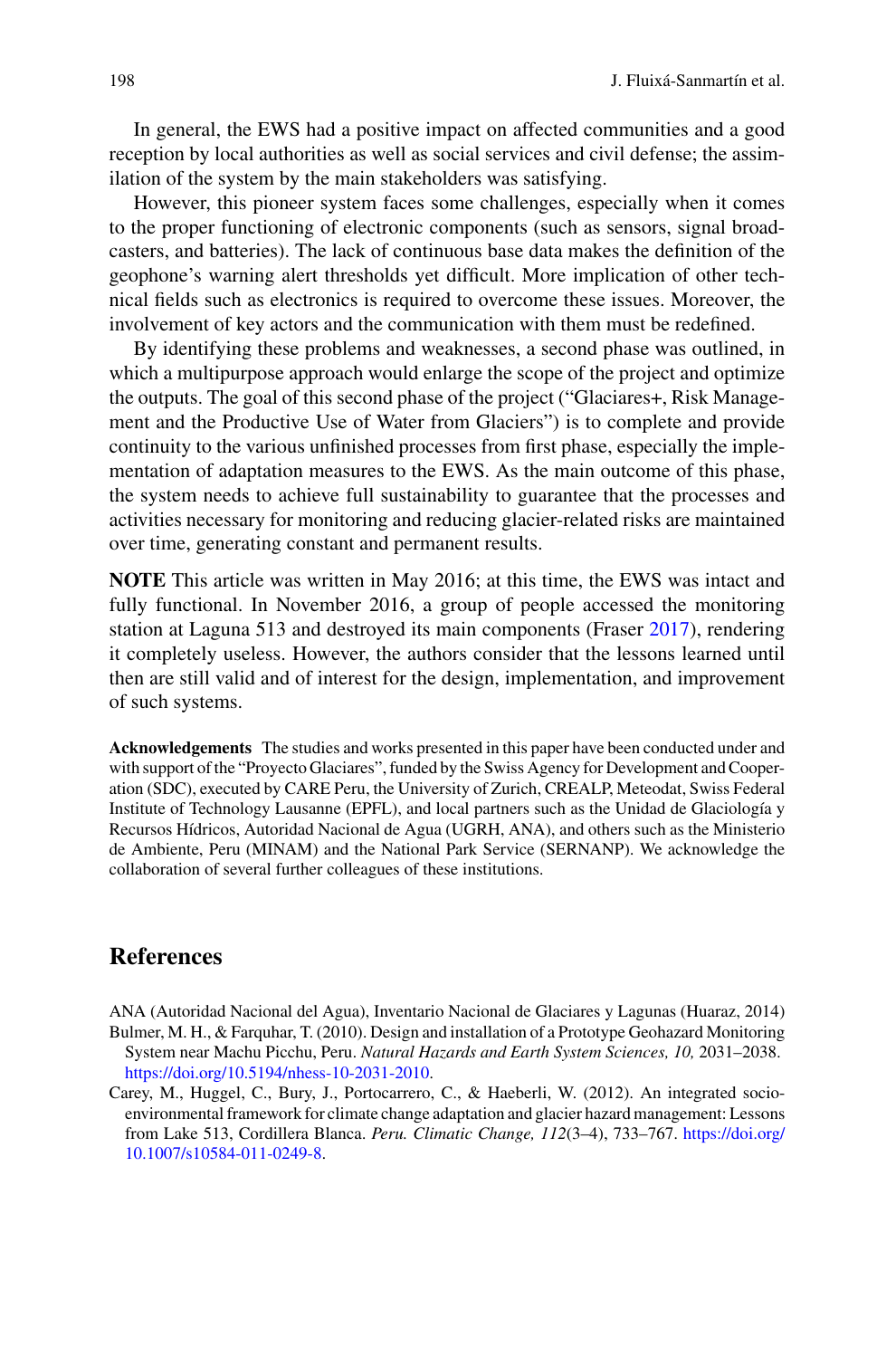In general, the EWS had a positive impact on affected communities and a good reception by local authorities as well as social services and civil defense; the assimilation of the system by the main stakeholders was satisfying.

However, this pioneer system faces some challenges, especially when it comes to the proper functioning of electronic components (such as sensors, signal broadcasters, and batteries). The lack of continuous base data makes the definition of the geophone's warning alert thresholds yet difficult. More implication of other technical fields such as electronics is required to overcome these issues. Moreover, the involvement of key actors and the communication with them must be redefined.

By identifying these problems and weaknesses, a second phase was outlined, in which a multipurpose approach would enlarge the scope of the project and optimize the outputs. The goal of this second phase of the project ("Glaciares+, Risk Management and the Productive Use of Water from Glaciers") is to complete and provide continuity to the various unfinished processes from first phase, especially the implementation of adaptation measures to the EWS. As the main outcome of this phase, the system needs to achieve full sustainability to guarantee that the processes and activities necessary for monitoring and reducing glacier-related risks are maintained over time, generating constant and permanent results.

**NOTE** This article was written in May 2016; at this time, the EWS was intact and fully functional. In November 2016, a group of people accessed the monitoring station at Laguna 513 and destroyed its main components (Fraser 2017), rendering it completely useless. However, the authors consider that the lessons learned until then are still valid and of interest for the design, implementation, and improvement of such systems.

**Acknowledgements** The studies and works presented in this paper have been conducted under and with support of the "Proyecto Glaciares", funded by the Swiss Agency for Development and Cooperation (SDC), executed by CARE Peru, the University of Zurich, CREALP, Meteodat, Swiss Federal Institute of Technology Lausanne (EPFL), and local partners such as the Unidad de Glaciología y Recursos Hídricos, Autoridad Nacional de Agua (UGRH, ANA), and others such as the Ministerio de Ambiente, Peru (MINAM) and the National Park Service (SERNANP). We acknowledge the collaboration of several further colleagues of these institutions.

## References

ANA (Autoridad Nacional del Agua), Inventario Nacional de Glaciares y Lagunas (Huaraz, 2014)

Bulmer, M. H., & Farquhar, T. (2010). Design and installation of a Prototype Geohazard Monitoring System near Machu Picchu, Peru. *Natural Hazards and Earth System Sciences, 10,* 2031–2038. https://doi.org/10.5194/nhess-10-2031-2010.

Carey, M., Huggel, C., Bury, J., Portocarrero, C., & Haeberli, W. (2012). An integrated socio-environmental framework for climate change adaptation and glacier hazard management: Lessons from Lake 513, Cordillera Blanca. *Peru. Climatic Change, 112*(3–4), 733–767. https://doi.org/10.1007/s10584-011-0249-8.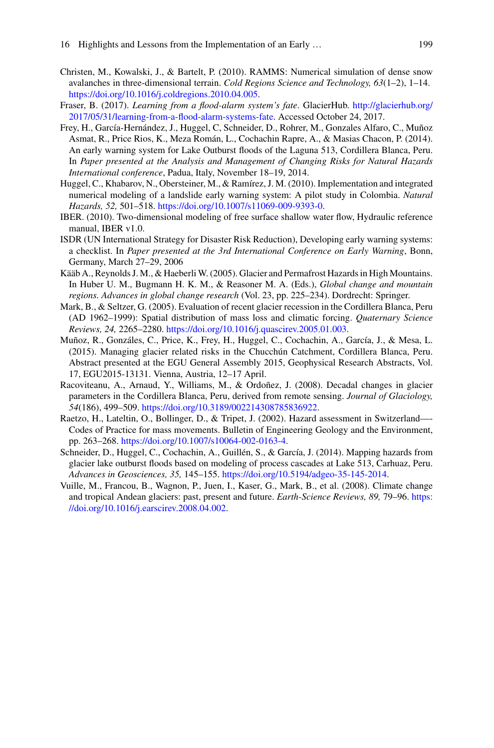Christen, M., Kowalski, J., & Bartelt, P. (2010). RAMMS: Numerical simulation of dense snow avalanches in three-dimensional terrain. *Cold Regions Science and Technology, 63*(1–2), 1–14. https://doi.org/10.1016/j.coldregions.2010.04.005.

Fraser, B. (2017). *Learning from a flood-alarm system's fate*. GlacierHub. http://glacierhub.org/2017/05/31/learning-from-a-flood-alarm-systems-fate. Accessed October 24, 2017.

Frey, H., García-Hernández, J., Huggel, C, Schneider, D., Rohrer, M., Gonzales Alfaro, C., Muñoz Asmat, R., Price Rios, K., Meza Román, L., Cochachin Rapre, A., & Masias Chacon, P. (2014). An early warning system for Lake Outburst floods of the Laguna 513, Cordillera Blanca, Peru. In *Paper presented at the Analysis and Management of Changing Risks for Natural Hazards International conference*, Padua, Italy, November 18–19, 2014.

Huggel, C., Khabarov, N., Obersteiner, M., & Ramírez, J. M. (2010). Implementation and integrated numerical modeling of a landslide early warning system: A pilot study in Colombia. *Natural Hazards, 52,* 501–518. https://doi.org/10.1007/s11069-009-9393-0.

IBER. (2010). Two-dimensional modeling of free surface shallow water flow, Hydraulic reference manual, IBER v1.0.

ISDR (UN International Strategy for Disaster Risk Reduction), Developing early warning systems: a checklist. In *Paper presented at the 3rd International Conference on Early Warning*, Bonn, Germany, March 27–29, 2006

Kääb A., Reynolds J. M., & Haeberli W. (2005). Glacier and Permafrost Hazards in High Mountains. In Huber U. M., Bugmann H. K. M., & Reasoner M. A. (Eds.), *Global change and mountain regions. Advances in global change research* (Vol. 23, pp. 225–234). Dordrecht: Springer.

Mark, B., & Seltzer, G. (2005). Evaluation of recent glacier recession in the Cordillera Blanca, Peru (AD 1962–1999): Spatial distribution of mass loss and climatic forcing. *Quaternary Science Reviews, 24,* 2265–2280. https://doi.org/10.1016/j.quascirev.2005.01.003.

Muñoz, R., Gonzáles, C., Price, K., Frey, H., Huggel, C., Cochachin, A., García, J., & Mesa, L. (2015). Managing glacier related risks in the Chucchún Catchment, Cordillera Blanca, Peru. Abstract presented at the EGU General Assembly 2015, Geophysical Research Abstracts, Vol. 17, EGU2015-13131. Vienna, Austria, 12–17 April.

Racoviteanu, A., Arnaud, Y., Williams, M., & Ordoñez, J. (2008). Decadal changes in glacier parameters in the Cordillera Blanca, Peru, derived from remote sensing. *Journal of Glaciology, 54*(186), 499–509. https://doi.org/10.3189/002214308785836922.

Raetzo, H., Lateltin, O., Bollinger, D., & Tripet, J. (2002). Hazard assessment in Switzerland—-Codes of Practice for mass movements. Bulletin of Engineering Geology and the Environment, pp. 263–268. https://doi.org/10.1007/s10064-002-0163-4.

Schneider, D., Huggel, C., Cochachin, A., Guillén, S., & García, J. (2014). Mapping hazards from glacier lake outburst floods based on modeling of process cascades at Lake 513, Carhuaz, Peru. *Advances in Geosciences, 35,* 145–155. https://doi.org/10.5194/adgeo-35-145-2014.

Vuille, M., Francou, B., Wagnon, P., Juen, I., Kaser, G., Mark, B., et al. (2008). Climate change and tropical Andean glaciers: past, present and future. *Earth-Science Reviews, 89,* 79–96. https://doi.org/10.1016/j.earscirev.2008.04.002.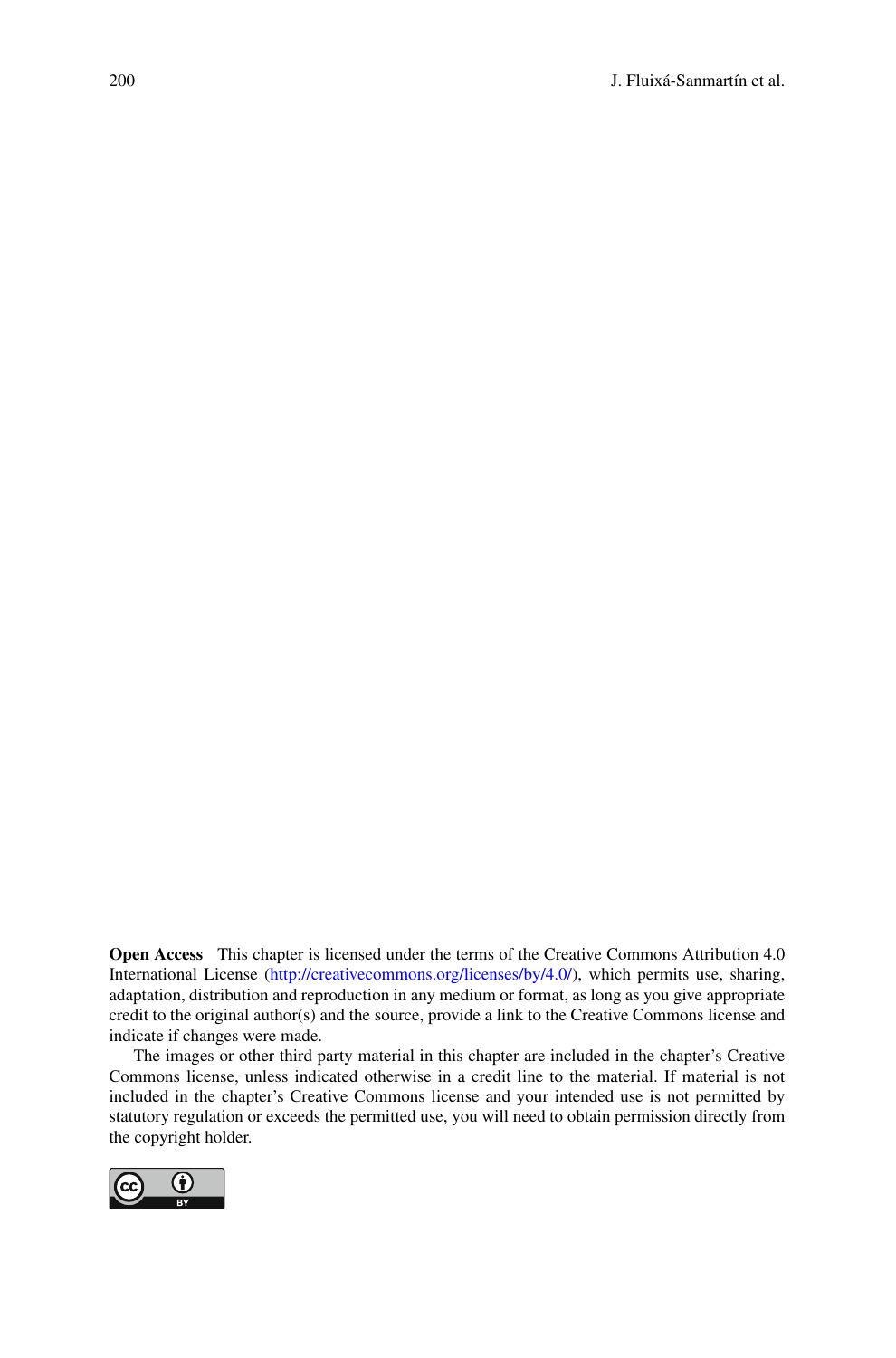**Open Access** This chapter is licensed under the terms of the Creative Commons Attribution 4.0 International License (http://creativecommons.org/licenses/by/4.0/), which permits use, sharing, adaptation, distribution and reproduction in any medium or format, as long as you give appropriate credit to the original author(s) and the source, provide a link to the Creative Commons license and indicate if changes were made.

The images or other third party material in this chapter are included in the chapter's Creative Commons license, unless indicated otherwise in a credit line to the material. If material is not included in the chapter's Creative Commons license and your intended use is not permitted by statutory regulation or exceeds the permitted use, you will need to obtain permission directly from the copyright holder.